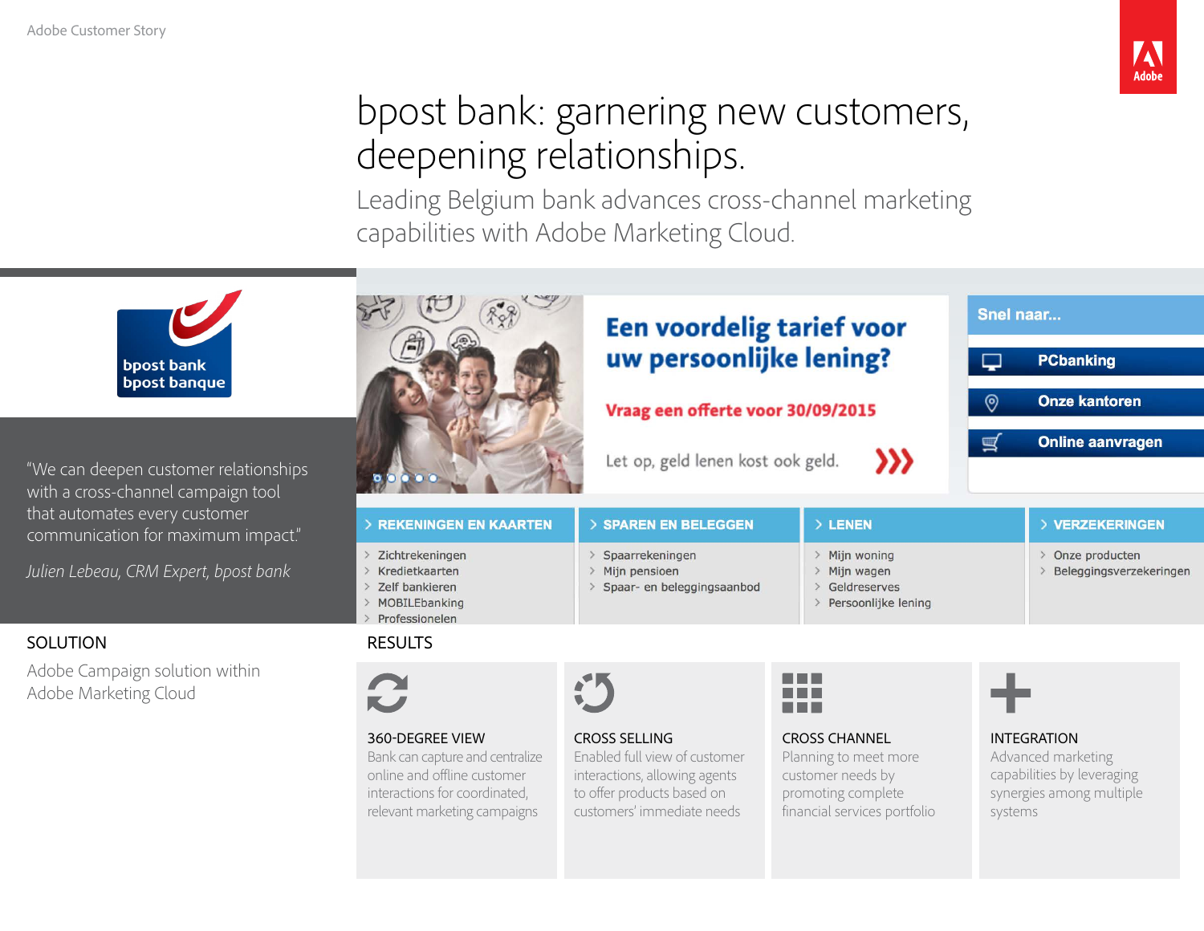Adobe Customer Story

# bpost bank: garnering new customers, deepening relationships.

## Leading Belgium bank advances cross-channel marketing capabilities with Adobe Marketing Cloud.

"We can deepen customer relationships with a cross-channel campaign tool that automates every customer communication for maximum impact."

*Julien Lebeau, CRM Expert, bpost bank*

### SOLUTION

Adobe Campaign solution within Adobe Marketing Cloud

### RESULTS

**360-DEGREE VIEW**
Bank can capture and centralize online and offline customer interactions for coordinated, relevant marketing campaigns

**CROSS SELLING**
Enabled full view of customer interactions, allowing agents to offer products based on customers' immediate needs

**CROSS CHANNEL**
Planning to meet more customer needs by promoting complete financial services portfolio

**INTEGRATION**
Advanced marketing capabilities by leveraging synergies among multiple systems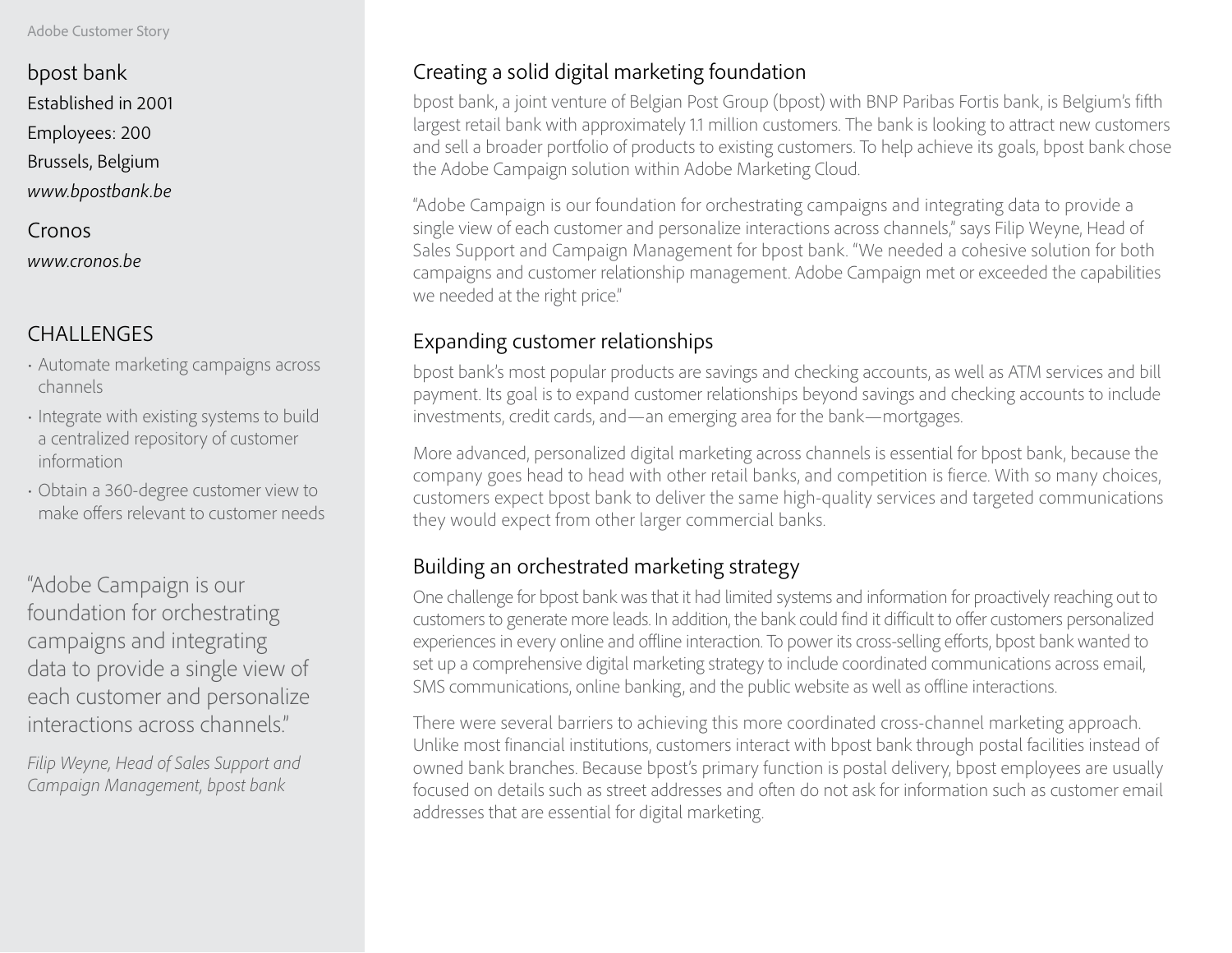bpost bank
Established in 2001
Employees: 200
Brussels, Belgium
*www.bpostbank.be*

Cronos
*www.cronos.be*

## CHALLENGES

- Automate marketing campaigns across channels
- Integrate with existing systems to build a centralized repository of customer information
- Obtain a 360-degree customer view to make offers relevant to customer needs

"Adobe Campaign is our foundation for orchestrating campaigns and integrating data to provide a single view of each customer and personalize interactions across channels."

*Filip Weyne, Head of Sales Support and Campaign Management, bpost bank*

## Creating a solid digital marketing foundation

bpost bank, a joint venture of Belgian Post Group (bpost) with BNP Paribas Fortis bank, is Belgium's fifth largest retail bank with approximately 1.1 million customers. The bank is looking to attract new customers and sell a broader portfolio of products to existing customers. To help achieve its goals, bpost bank chose the Adobe Campaign solution within Adobe Marketing Cloud.

"Adobe Campaign is our foundation for orchestrating campaigns and integrating data to provide a single view of each customer and personalize interactions across channels," says Filip Weyne, Head of Sales Support and Campaign Management for bpost bank. "We needed a cohesive solution for both campaigns and customer relationship management. Adobe Campaign met or exceeded the capabilities we needed at the right price."

## Expanding customer relationships

bpost bank's most popular products are savings and checking accounts, as well as ATM services and bill payment. Its goal is to expand customer relationships beyond savings and checking accounts to include investments, credit cards, and—an emerging area for the bank—mortgages.

More advanced, personalized digital marketing across channels is essential for bpost bank, because the company goes head to head with other retail banks, and competition is fierce. With so many choices, customers expect bpost bank to deliver the same high-quality services and targeted communications they would expect from other larger commercial banks.

## Building an orchestrated marketing strategy

One challenge for bpost bank was that it had limited systems and information for proactively reaching out to customers to generate more leads. In addition, the bank could find it difficult to offer customers personalized experiences in every online and offline interaction. To power its cross-selling efforts, bpost bank wanted to set up a comprehensive digital marketing strategy to include coordinated communications across email, SMS communications, online banking, and the public website as well as offline interactions.

There were several barriers to achieving this more coordinated cross-channel marketing approach. Unlike most financial institutions, customers interact with bpost bank through postal facilities instead of owned bank branches. Because bpost's primary function is postal delivery, bpost employees are usually focused on details such as street addresses and often do not ask for information such as customer email addresses that are essential for digital marketing.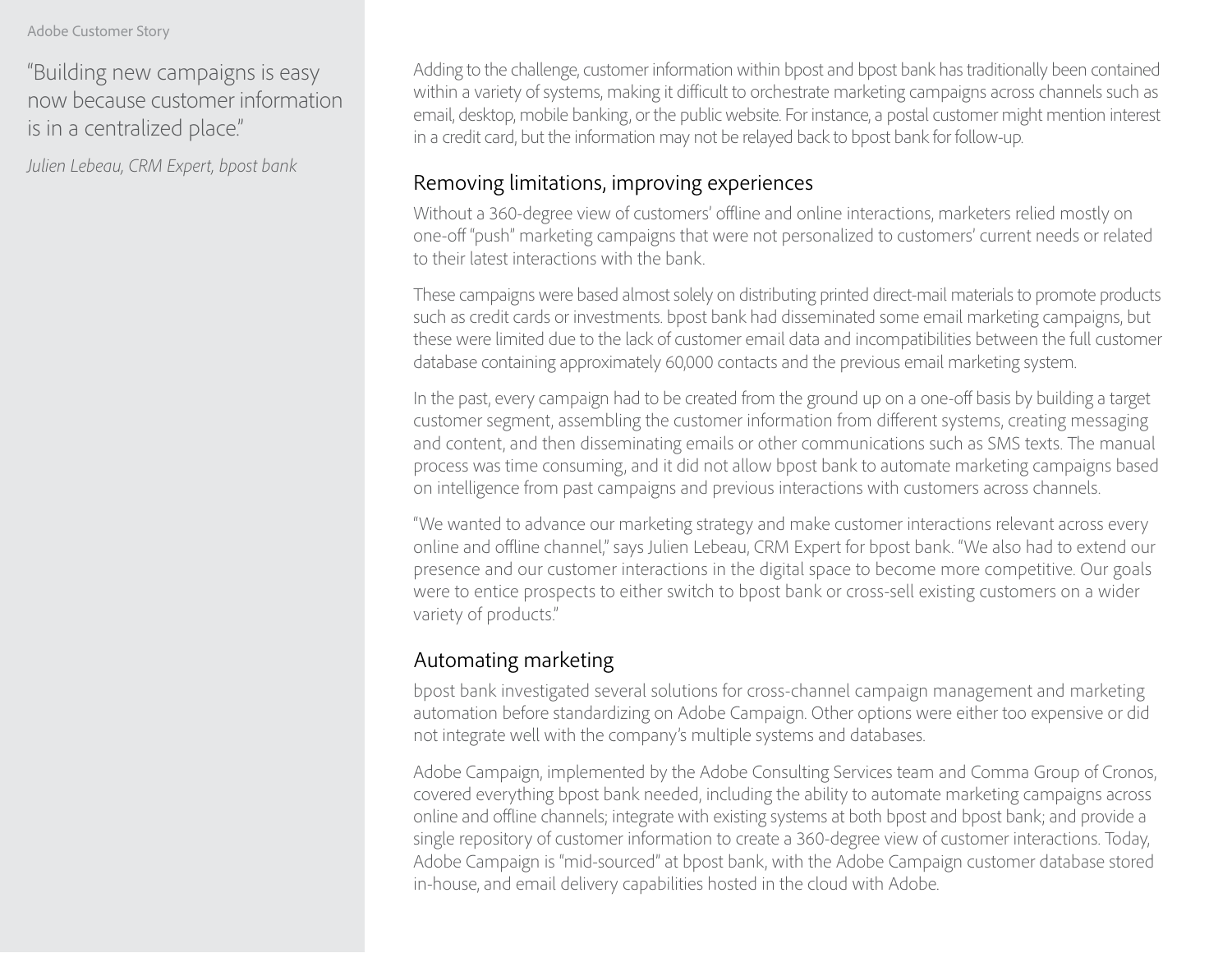> "Building new campaigns is easy now because customer information is in a centralized place."
>
> *Julien Lebeau, CRM Expert, bpost bank*

Adding to the challenge, customer information within bpost and bpost bank has traditionally been contained within a variety of systems, making it difficult to orchestrate marketing campaigns across channels such as email, desktop, mobile banking, or the public website. For instance, a postal customer might mention interest in a credit card, but the information may not be relayed back to bpost bank for follow-up.

## Removing limitations, improving experiences

Without a 360-degree view of customers' offline and online interactions, marketers relied mostly on one-off "push" marketing campaigns that were not personalized to customers' current needs or related to their latest interactions with the bank.

These campaigns were based almost solely on distributing printed direct-mail materials to promote products such as credit cards or investments. bpost bank had disseminated some email marketing campaigns, but these were limited due to the lack of customer email data and incompatibilities between the full customer database containing approximately 60,000 contacts and the previous email marketing system.

In the past, every campaign had to be created from the ground up on a one-off basis by building a target customer segment, assembling the customer information from different systems, creating messaging and content, and then disseminating emails or other communications such as SMS texts. The manual process was time consuming, and it did not allow bpost bank to automate marketing campaigns based on intelligence from past campaigns and previous interactions with customers across channels.

"We wanted to advance our marketing strategy and make customer interactions relevant across every online and offline channel," says Julien Lebeau, CRM Expert for bpost bank. "We also had to extend our presence and our customer interactions in the digital space to become more competitive. Our goals were to entice prospects to either switch to bpost bank or cross-sell existing customers on a wider variety of products."

## Automating marketing

bpost bank investigated several solutions for cross-channel campaign management and marketing automation before standardizing on Adobe Campaign. Other options were either too expensive or did not integrate well with the company's multiple systems and databases.

Adobe Campaign, implemented by the Adobe Consulting Services team and Comma Group of Cronos, covered everything bpost bank needed, including the ability to automate marketing campaigns across online and offline channels; integrate with existing systems at both bpost and bpost bank; and provide a single repository of customer information to create a 360-degree view of customer interactions. Today, Adobe Campaign is "mid-sourced" at bpost bank, with the Adobe Campaign customer database stored in-house, and email delivery capabilities hosted in the cloud with Adobe.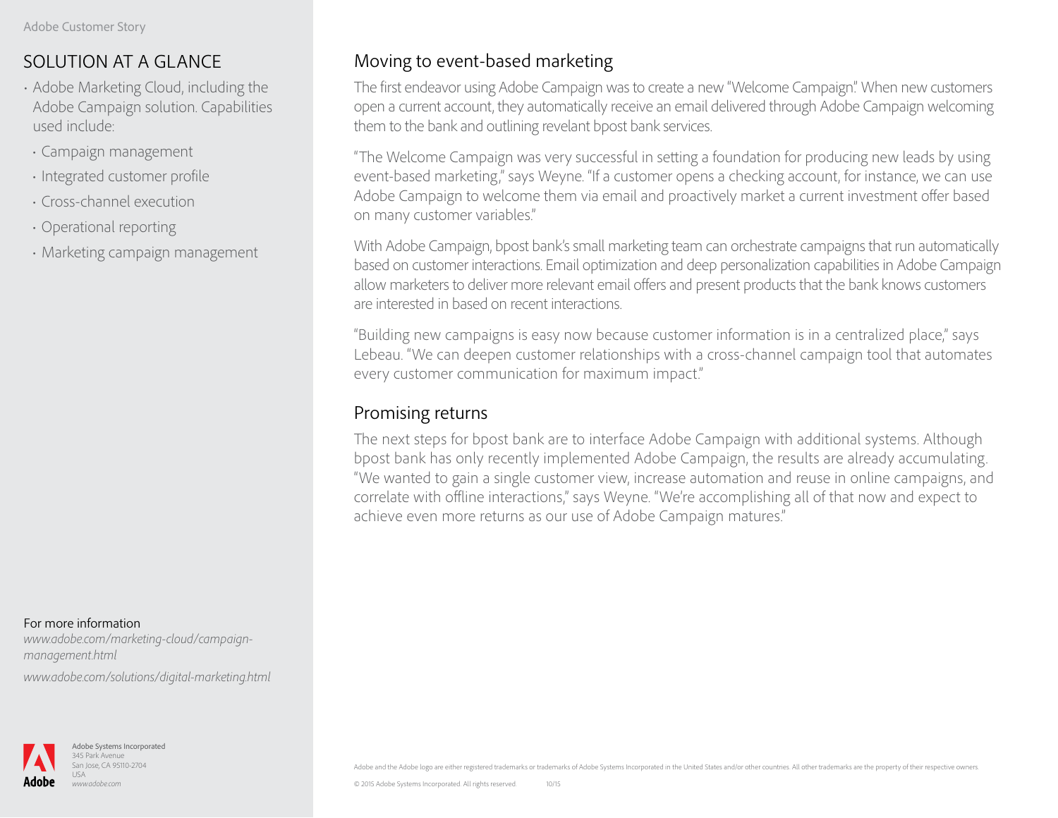## SOLUTION AT A GLANCE

- Adobe Marketing Cloud, including the Adobe Campaign solution. Capabilities used include:
  - Campaign management
  - Integrated customer profile
  - Cross-channel execution
  - Operational reporting
  - Marketing campaign management

For more information

*www.adobe.com/marketing-cloud/campaign-management.html*

*www.adobe.com/solutions/digital-marketing.html*

## Moving to event-based marketing

The first endeavor using Adobe Campaign was to create a new "Welcome Campaign." When new customers open a current account, they automatically receive an email delivered through Adobe Campaign welcoming them to the bank and outlining revelant bpost bank services.

"The Welcome Campaign was very successful in setting a foundation for producing new leads by using event-based marketing," says Weyne. "If a customer opens a checking account, for instance, we can use Adobe Campaign to welcome them via email and proactively market a current investment offer based on many customer variables."

With Adobe Campaign, bpost bank's small marketing team can orchestrate campaigns that run automatically based on customer interactions. Email optimization and deep personalization capabilities in Adobe Campaign allow marketers to deliver more relevant email offers and present products that the bank knows customers are interested in based on recent interactions.

"Building new campaigns is easy now because customer information is in a centralized place," says Lebeau. "We can deepen customer relationships with a cross-channel campaign tool that automates every customer communication for maximum impact."

## Promising returns

The next steps for bpost bank are to interface Adobe Campaign with additional systems. Although bpost bank has only recently implemented Adobe Campaign, the results are already accumulating. "We wanted to gain a single customer view, increase automation and reuse in online campaigns, and correlate with offline interactions," says Weyne. "We're accomplishing all of that now and expect to achieve even more returns as our use of Adobe Campaign matures."

Adobe Systems Incorporated
345 Park Avenue
San Jose, CA 95110-2704
USA
*www.adobe.com*

Adobe and the Adobe logo are either registered trademarks or trademarks of Adobe Systems Incorporated in the United States and/or other countries. All other trademarks are the property of their respective owners.

© 2015 Adobe Systems Incorporated. All rights reserved. 10/15